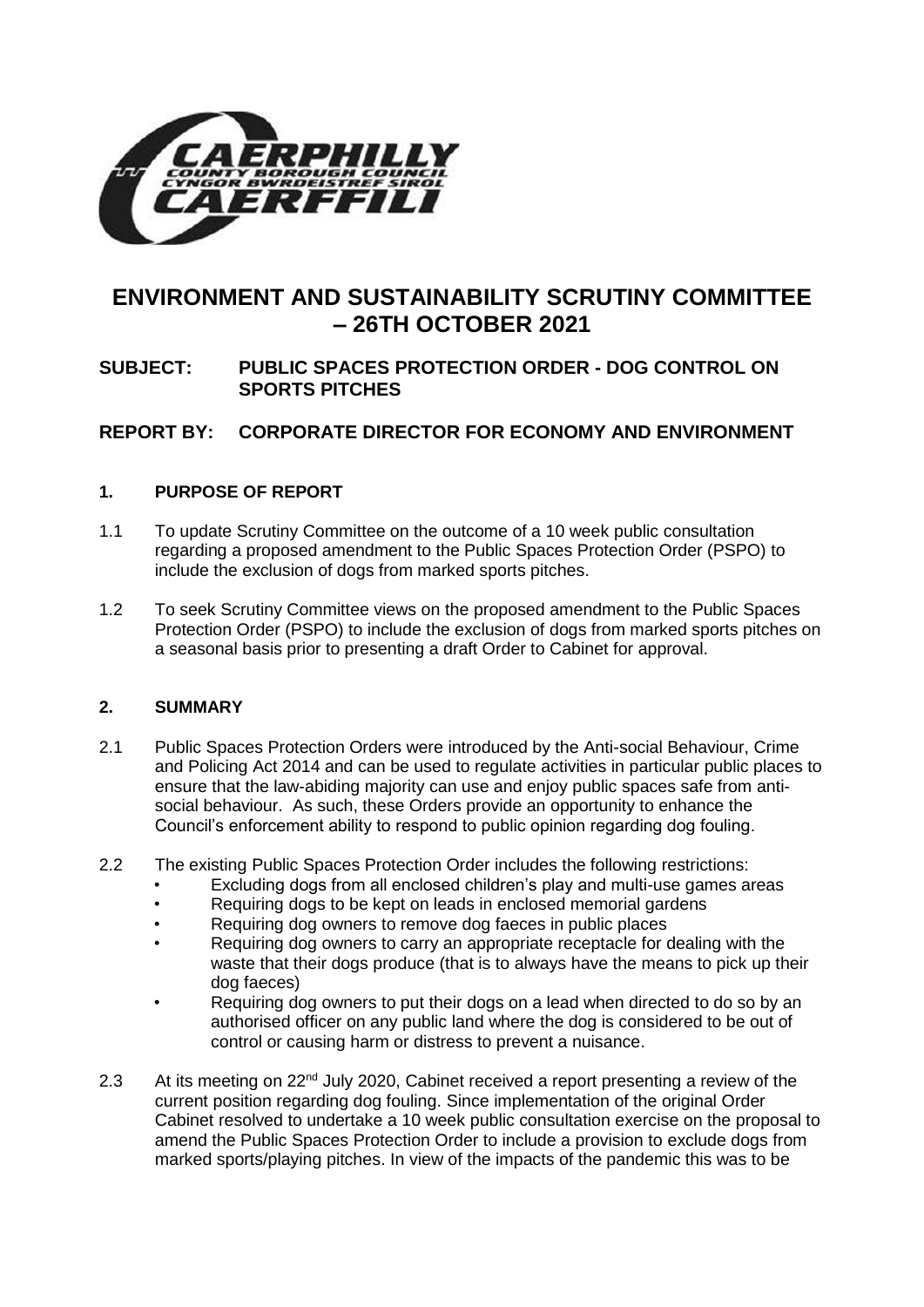# ENVIRONMENT AND SUSTAINABILITY SCRUTINY COMMITTEE – 26TH OCTOBER 2021

**SUBJECT: PUBLIC SPACES PROTECTION ORDER - DOG CONTROL ON SPORTS PITCHES**

**REPORT BY: CORPORATE DIRECTOR FOR ECONOMY AND ENVIRONMENT**

## 1. PURPOSE OF REPORT

1.1 To update Scrutiny Committee on the outcome of a 10 week public consultation regarding a proposed amendment to the Public Spaces Protection Order (PSPO) to include the exclusion of dogs from marked sports pitches.

1.2 To seek Scrutiny Committee views on the proposed amendment to the Public Spaces Protection Order (PSPO) to include the exclusion of dogs from marked sports pitches on a seasonal basis prior to presenting a draft Order to Cabinet for approval.

## 2. SUMMARY

2.1 Public Spaces Protection Orders were introduced by the Anti-social Behaviour, Crime and Policing Act 2014 and can be used to regulate activities in particular public places to ensure that the law-abiding majority can use and enjoy public spaces safe from anti-social behaviour. As such, these Orders provide an opportunity to enhance the Council's enforcement ability to respond to public opinion regarding dog fouling.

2.2 The existing Public Spaces Protection Order includes the following restrictions:

- Excluding dogs from all enclosed children's play and multi-use games areas
- Requiring dogs to be kept on leads in enclosed memorial gardens
- Requiring dog owners to remove dog faeces in public places
- Requiring dog owners to carry an appropriate receptacle for dealing with the waste that their dogs produce (that is to always have the means to pick up their dog faeces)
- Requiring dog owners to put their dogs on a lead when directed to do so by an authorised officer on any public land where the dog is considered to be out of control or causing harm or distress to prevent a nuisance.

2.3 At its meeting on 22nd July 2020, Cabinet received a report presenting a review of the current position regarding dog fouling. Since implementation of the original Order Cabinet resolved to undertake a 10 week public consultation exercise on the proposal to amend the Public Spaces Protection Order to include a provision to exclude dogs from marked sports/playing pitches. In view of the impacts of the pandemic this was to be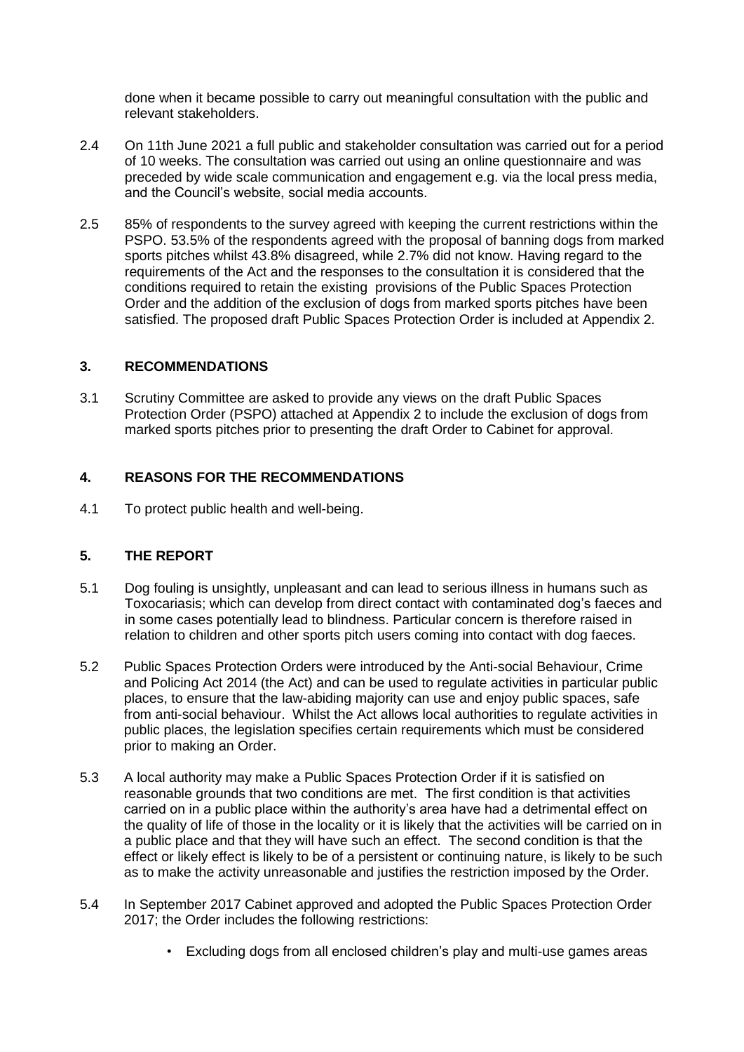done when it became possible to carry out meaningful consultation with the public and relevant stakeholders.

2.4 On 11th June 2021 a full public and stakeholder consultation was carried out for a period of 10 weeks. The consultation was carried out using an online questionnaire and was preceded by wide scale communication and engagement e.g. via the local press media, and the Council's website, social media accounts.

2.5 85% of respondents to the survey agreed with keeping the current restrictions within the PSPO. 53.5% of the respondents agreed with the proposal of banning dogs from marked sports pitches whilst 43.8% disagreed, while 2.7% did not know. Having regard to the requirements of the Act and the responses to the consultation it is considered that the conditions required to retain the existing provisions of the Public Spaces Protection Order and the addition of the exclusion of dogs from marked sports pitches have been satisfied. The proposed draft Public Spaces Protection Order is included at Appendix 2.

## 3. RECOMMENDATIONS

3.1 Scrutiny Committee are asked to provide any views on the draft Public Spaces Protection Order (PSPO) attached at Appendix 2 to include the exclusion of dogs from marked sports pitches prior to presenting the draft Order to Cabinet for approval.

## 4. REASONS FOR THE RECOMMENDATIONS

4.1 To protect public health and well-being.

## 5. THE REPORT

5.1 Dog fouling is unsightly, unpleasant and can lead to serious illness in humans such as Toxocariasis; which can develop from direct contact with contaminated dog's faeces and in some cases potentially lead to blindness. Particular concern is therefore raised in relation to children and other sports pitch users coming into contact with dog faeces.

5.2 Public Spaces Protection Orders were introduced by the Anti-social Behaviour, Crime and Policing Act 2014 (the Act) and can be used to regulate activities in particular public places, to ensure that the law-abiding majority can use and enjoy public spaces, safe from anti-social behaviour. Whilst the Act allows local authorities to regulate activities in public places, the legislation specifies certain requirements which must be considered prior to making an Order.

5.3 A local authority may make a Public Spaces Protection Order if it is satisfied on reasonable grounds that two conditions are met. The first condition is that activities carried on in a public place within the authority's area have had a detrimental effect on the quality of life of those in the locality or it is likely that the activities will be carried on in a public place and that they will have such an effect. The second condition is that the effect or likely effect is likely to be of a persistent or continuing nature, is likely to be such as to make the activity unreasonable and justifies the restriction imposed by the Order.

5.4 In September 2017 Cabinet approved and adopted the Public Spaces Protection Order 2017; the Order includes the following restrictions:

- Excluding dogs from all enclosed children's play and multi-use games areas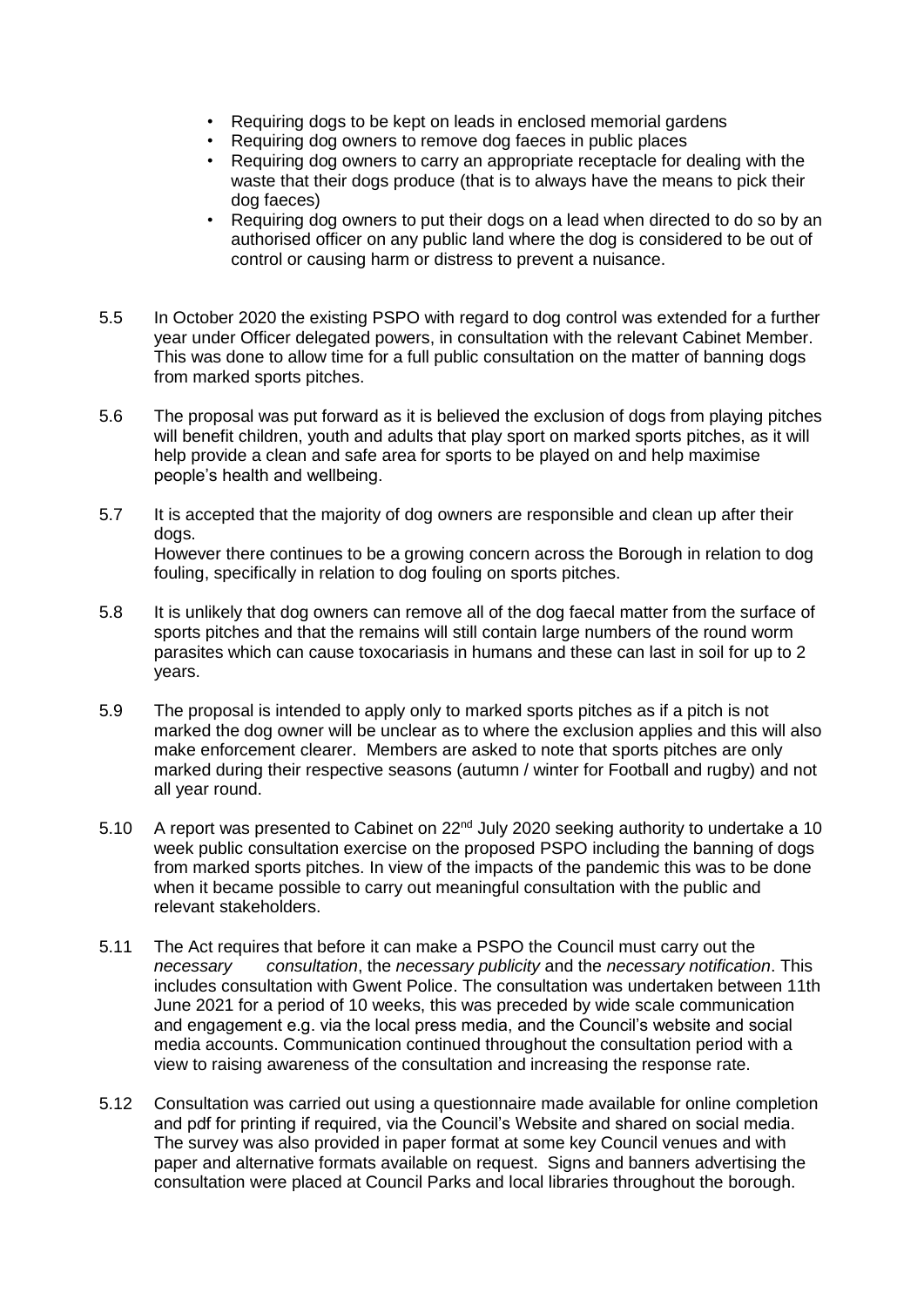- Requiring dogs to be kept on leads in enclosed memorial gardens
- Requiring dog owners to remove dog faeces in public places
- Requiring dog owners to carry an appropriate receptacle for dealing with the waste that their dogs produce (that is to always have the means to pick their dog faeces)
- Requiring dog owners to put their dogs on a lead when directed to do so by an authorised officer on any public land where the dog is considered to be out of control or causing harm or distress to prevent a nuisance.

5.5 In October 2020 the existing PSPO with regard to dog control was extended for a further year under Officer delegated powers, in consultation with the relevant Cabinet Member. This was done to allow time for a full public consultation on the matter of banning dogs from marked sports pitches.

5.6 The proposal was put forward as it is believed the exclusion of dogs from playing pitches will benefit children, youth and adults that play sport on marked sports pitches, as it will help provide a clean and safe area for sports to be played on and help maximise people's health and wellbeing.

5.7 It is accepted that the majority of dog owners are responsible and clean up after their dogs.
However there continues to be a growing concern across the Borough in relation to dog fouling, specifically in relation to dog fouling on sports pitches.

5.8 It is unlikely that dog owners can remove all of the dog faecal matter from the surface of sports pitches and that the remains will still contain large numbers of the round worm parasites which can cause toxocariasis in humans and these can last in soil for up to 2 years.

5.9 The proposal is intended to apply only to marked sports pitches as if a pitch is not marked the dog owner will be unclear as to where the exclusion applies and this will also make enforcement clearer. Members are asked to note that sports pitches are only marked during their respective seasons (autumn / winter for Football and rugby) and not all year round.

5.10 A report was presented to Cabinet on 22nd July 2020 seeking authority to undertake a 10 week public consultation exercise on the proposed PSPO including the banning of dogs from marked sports pitches. In view of the impacts of the pandemic this was to be done when it became possible to carry out meaningful consultation with the public and relevant stakeholders.

5.11 The Act requires that before it can make a PSPO the Council must carry out the *necessary consultation*, the *necessary publicity* and the *necessary notification*. This includes consultation with Gwent Police. The consultation was undertaken between 11th June 2021 for a period of 10 weeks, this was preceded by wide scale communication and engagement e.g. via the local press media, and the Council's website and social media accounts. Communication continued throughout the consultation period with a view to raising awareness of the consultation and increasing the response rate.

5.12 Consultation was carried out using a questionnaire made available for online completion and pdf for printing if required, via the Council's Website and shared on social media. The survey was also provided in paper format at some key Council venues and with paper and alternative formats available on request. Signs and banners advertising the consultation were placed at Council Parks and local libraries throughout the borough.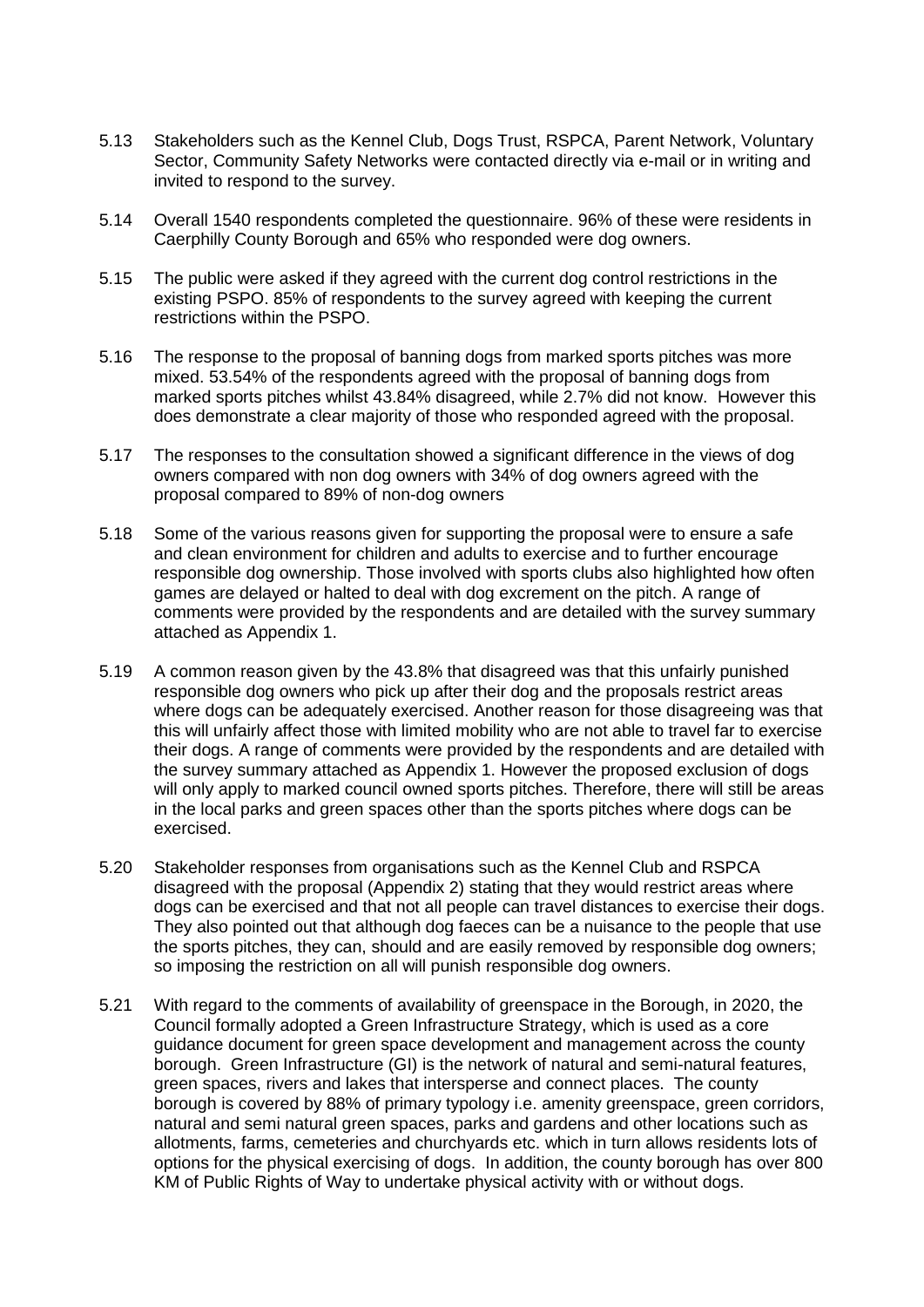5.13 Stakeholders such as the Kennel Club, Dogs Trust, RSPCA, Parent Network, Voluntary Sector, Community Safety Networks were contacted directly via e-mail or in writing and invited to respond to the survey.

5.14 Overall 1540 respondents completed the questionnaire. 96% of these were residents in Caerphilly County Borough and 65% who responded were dog owners.

5.15 The public were asked if they agreed with the current dog control restrictions in the existing PSPO. 85% of respondents to the survey agreed with keeping the current restrictions within the PSPO.

5.16 The response to the proposal of banning dogs from marked sports pitches was more mixed. 53.54% of the respondents agreed with the proposal of banning dogs from marked sports pitches whilst 43.84% disagreed, while 2.7% did not know. However this does demonstrate a clear majority of those who responded agreed with the proposal.

5.17 The responses to the consultation showed a significant difference in the views of dog owners compared with non dog owners with 34% of dog owners agreed with the proposal compared to 89% of non-dog owners

5.18 Some of the various reasons given for supporting the proposal were to ensure a safe and clean environment for children and adults to exercise and to further encourage responsible dog ownership. Those involved with sports clubs also highlighted how often games are delayed or halted to deal with dog excrement on the pitch. A range of comments were provided by the respondents and are detailed with the survey summary attached as Appendix 1.

5.19 A common reason given by the 43.8% that disagreed was that this unfairly punished responsible dog owners who pick up after their dog and the proposals restrict areas where dogs can be adequately exercised. Another reason for those disagreeing was that this will unfairly affect those with limited mobility who are not able to travel far to exercise their dogs. A range of comments were provided by the respondents and are detailed with the survey summary attached as Appendix 1. However the proposed exclusion of dogs will only apply to marked council owned sports pitches. Therefore, there will still be areas in the local parks and green spaces other than the sports pitches where dogs can be exercised.

5.20 Stakeholder responses from organisations such as the Kennel Club and RSPCA disagreed with the proposal (Appendix 2) stating that they would restrict areas where dogs can be exercised and that not all people can travel distances to exercise their dogs. They also pointed out that although dog faeces can be a nuisance to the people that use the sports pitches, they can, should and are easily removed by responsible dog owners; so imposing the restriction on all will punish responsible dog owners.

5.21 With regard to the comments of availability of greenspace in the Borough, in 2020, the Council formally adopted a Green Infrastructure Strategy, which is used as a core guidance document for green space development and management across the county borough. Green Infrastructure (GI) is the network of natural and semi-natural features, green spaces, rivers and lakes that intersperse and connect places. The county borough is covered by 88% of primary typology i.e. amenity greenspace, green corridors, natural and semi natural green spaces, parks and gardens and other locations such as allotments, farms, cemeteries and churchyards etc. which in turn allows residents lots of options for the physical exercising of dogs. In addition, the county borough has over 800 KM of Public Rights of Way to undertake physical activity with or without dogs.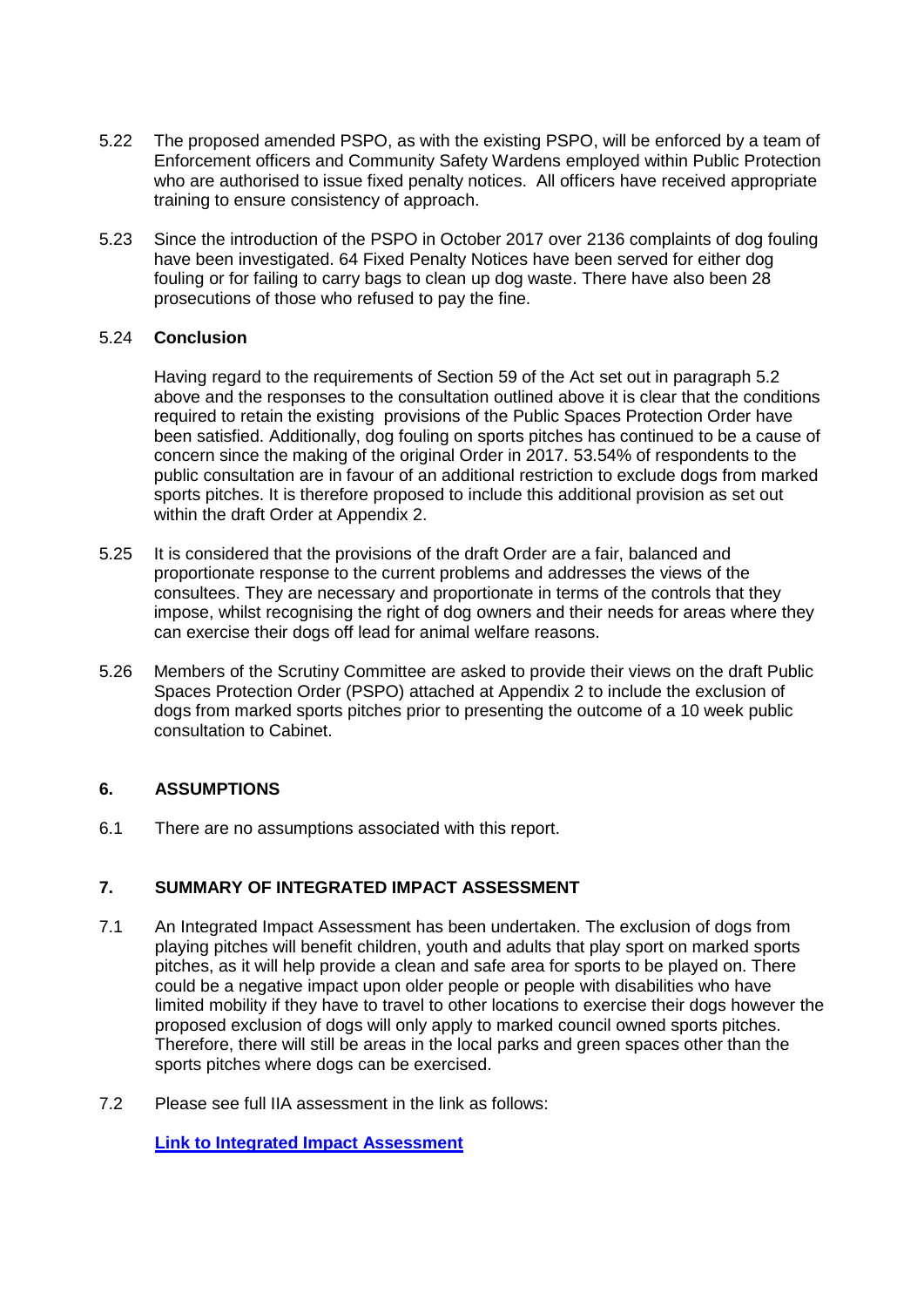5.22 The proposed amended PSPO, as with the existing PSPO, will be enforced by a team of Enforcement officers and Community Safety Wardens employed within Public Protection who are authorised to issue fixed penalty notices. All officers have received appropriate training to ensure consistency of approach.

5.23 Since the introduction of the PSPO in October 2017 over 2136 complaints of dog fouling have been investigated. 64 Fixed Penalty Notices have been served for either dog fouling or for failing to carry bags to clean up dog waste. There have also been 28 prosecutions of those who refused to pay the fine.

5.24 **Conclusion**

Having regard to the requirements of Section 59 of the Act set out in paragraph 5.2 above and the responses to the consultation outlined above it is clear that the conditions required to retain the existing provisions of the Public Spaces Protection Order have been satisfied. Additionally, dog fouling on sports pitches has continued to be a cause of concern since the making of the original Order in 2017. 53.54% of respondents to the public consultation are in favour of an additional restriction to exclude dogs from marked sports pitches. It is therefore proposed to include this additional provision as set out within the draft Order at Appendix 2.

5.25 It is considered that the provisions of the draft Order are a fair, balanced and proportionate response to the current problems and addresses the views of the consultees. They are necessary and proportionate in terms of the controls that they impose, whilst recognising the right of dog owners and their needs for areas where they can exercise their dogs off lead for animal welfare reasons.

5.26 Members of the Scrutiny Committee are asked to provide their views on the draft Public Spaces Protection Order (PSPO) attached at Appendix 2 to include the exclusion of dogs from marked sports pitches prior to presenting the outcome of a 10 week public consultation to Cabinet.

## 6. ASSUMPTIONS

6.1 There are no assumptions associated with this report.

## 7. SUMMARY OF INTEGRATED IMPACT ASSESSMENT

7.1 An Integrated Impact Assessment has been undertaken. The exclusion of dogs from playing pitches will benefit children, youth and adults that play sport on marked sports pitches, as it will help provide a clean and safe area for sports to be played on. There could be a negative impact upon older people or people with disabilities who have limited mobility if they have to travel to other locations to exercise their dogs however the proposed exclusion of dogs will only apply to marked council owned sports pitches. Therefore, there will still be areas in the local parks and green spaces other than the sports pitches where dogs can be exercised.

7.2 Please see full IIA assessment in the link as follows:

**Link to Integrated Impact Assessment**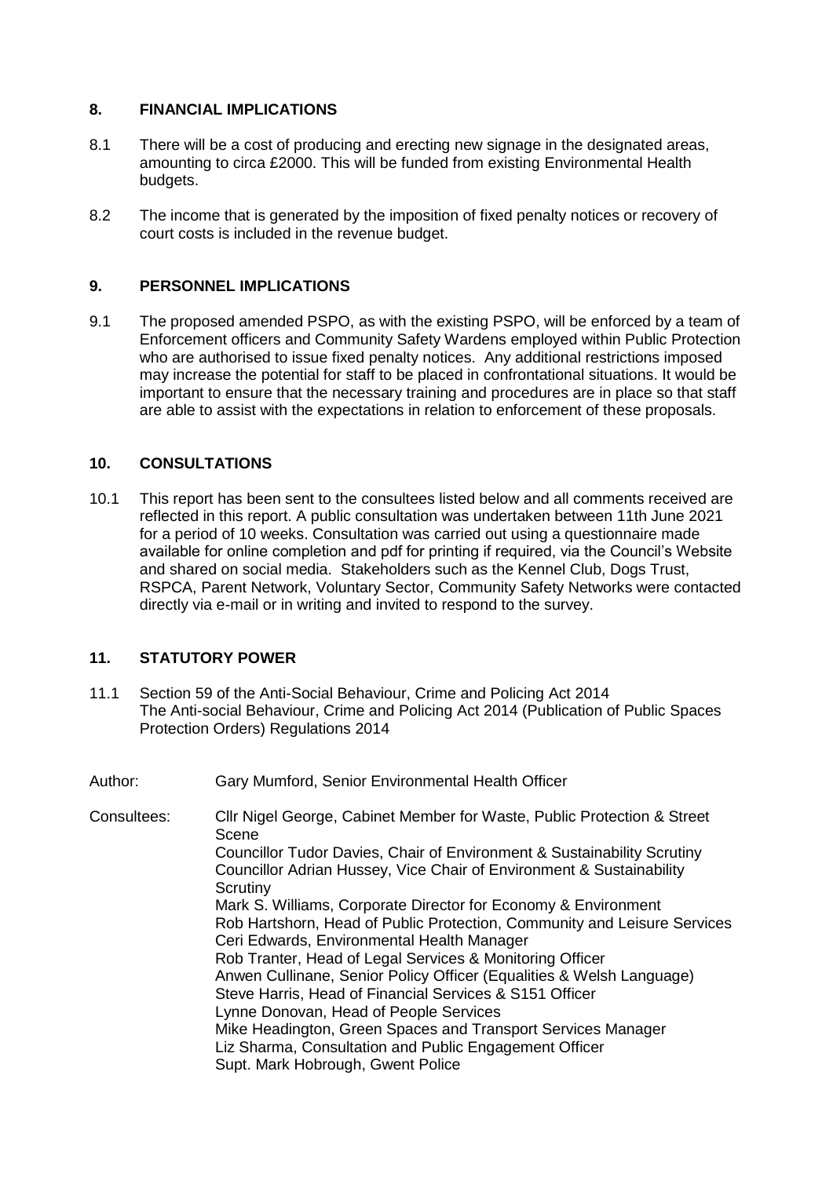## 8. FINANCIAL IMPLICATIONS

8.1 There will be a cost of producing and erecting new signage in the designated areas, amounting to circa £2000. This will be funded from existing Environmental Health budgets.

8.2 The income that is generated by the imposition of fixed penalty notices or recovery of court costs is included in the revenue budget.

## 9. PERSONNEL IMPLICATIONS

9.1 The proposed amended PSPO, as with the existing PSPO, will be enforced by a team of Enforcement officers and Community Safety Wardens employed within Public Protection who are authorised to issue fixed penalty notices. Any additional restrictions imposed may increase the potential for staff to be placed in confrontational situations. It would be important to ensure that the necessary training and procedures are in place so that staff are able to assist with the expectations in relation to enforcement of these proposals.

## 10. CONSULTATIONS

10.1 This report has been sent to the consultees listed below and all comments received are reflected in this report. A public consultation was undertaken between 11th June 2021 for a period of 10 weeks. Consultation was carried out using a questionnaire made available for online completion and pdf for printing if required, via the Council's Website and shared on social media. Stakeholders such as the Kennel Club, Dogs Trust, RSPCA, Parent Network, Voluntary Sector, Community Safety Networks were contacted directly via e-mail or in writing and invited to respond to the survey.

## 11. STATUTORY POWER

11.1 Section 59 of the Anti-Social Behaviour, Crime and Policing Act 2014
The Anti-social Behaviour, Crime and Policing Act 2014 (Publication of Public Spaces Protection Orders) Regulations 2014

Author: Gary Mumford, Senior Environmental Health Officer

Consultees: Cllr Nigel George, Cabinet Member for Waste, Public Protection & Street Scene
Councillor Tudor Davies, Chair of Environment & Sustainability Scrutiny
Councillor Adrian Hussey, Vice Chair of Environment & Sustainability Scrutiny
Mark S. Williams, Corporate Director for Economy & Environment
Rob Hartshorn, Head of Public Protection, Community and Leisure Services
Ceri Edwards, Environmental Health Manager
Rob Tranter, Head of Legal Services & Monitoring Officer
Anwen Cullinane, Senior Policy Officer (Equalities & Welsh Language)
Steve Harris, Head of Financial Services & S151 Officer
Lynne Donovan, Head of People Services
Mike Headington, Green Spaces and Transport Services Manager
Liz Sharma, Consultation and Public Engagement Officer
Supt. Mark Hobrough, Gwent Police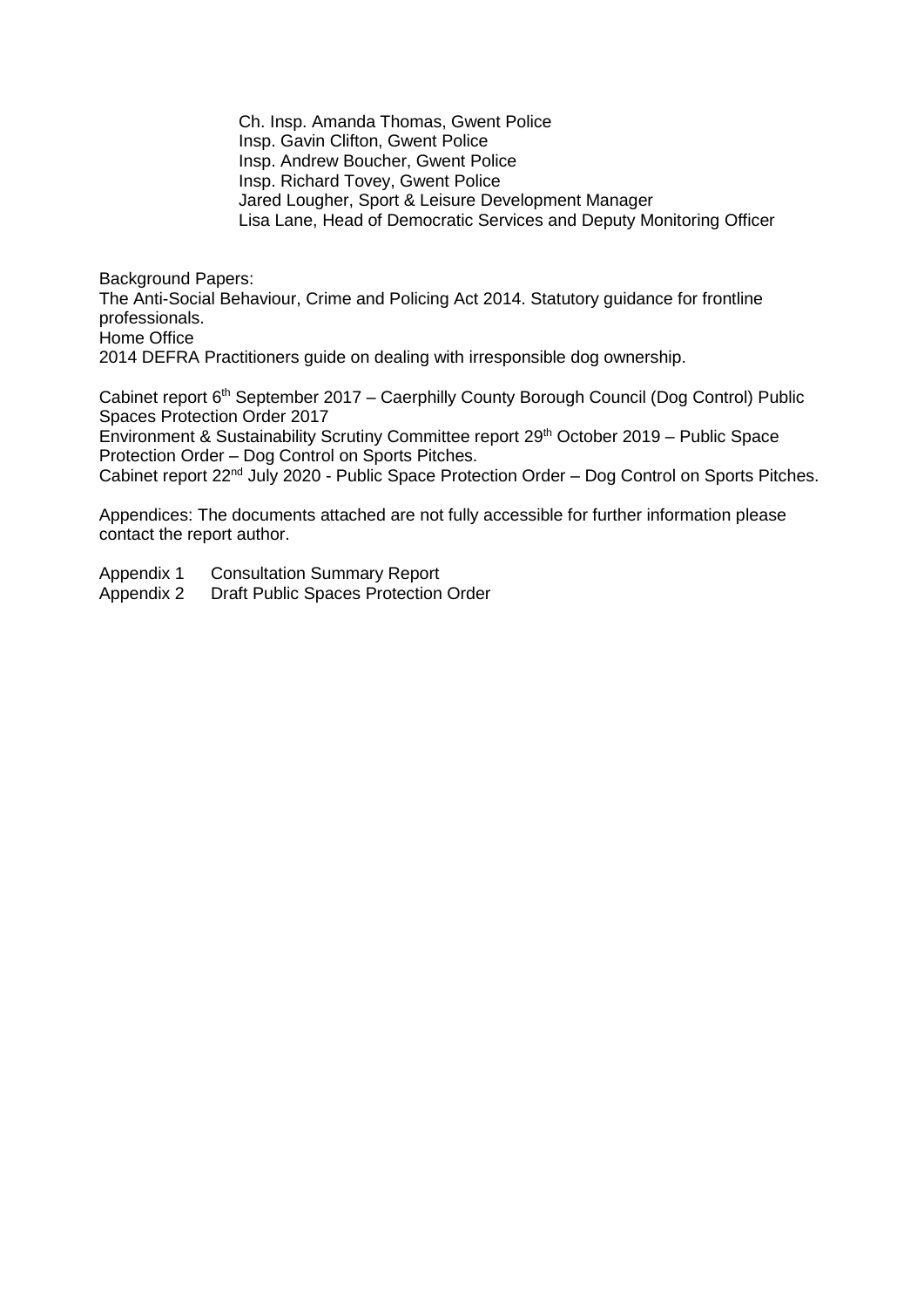Ch. Insp. Amanda Thomas, Gwent Police
Insp. Gavin Clifton, Gwent Police
Insp. Andrew Boucher, Gwent Police
Insp. Richard Tovey, Gwent Police
Jared Lougher, Sport & Leisure Development Manager
Lisa Lane, Head of Democratic Services and Deputy Monitoring Officer

Background Papers:
The Anti-Social Behaviour, Crime and Policing Act 2014. Statutory guidance for frontline professionals.
Home Office
2014 DEFRA Practitioners guide on dealing with irresponsible dog ownership.

Cabinet report 6th September 2017 – Caerphilly County Borough Council (Dog Control) Public Spaces Protection Order 2017
Environment & Sustainability Scrutiny Committee report 29th October 2019 – Public Space Protection Order – Dog Control on Sports Pitches.
Cabinet report 22nd July 2020 - Public Space Protection Order – Dog Control on Sports Pitches.

Appendices: The documents attached are not fully accessible for further information please contact the report author.

Appendix 1 Consultation Summary Report
Appendix 2 Draft Public Spaces Protection Order